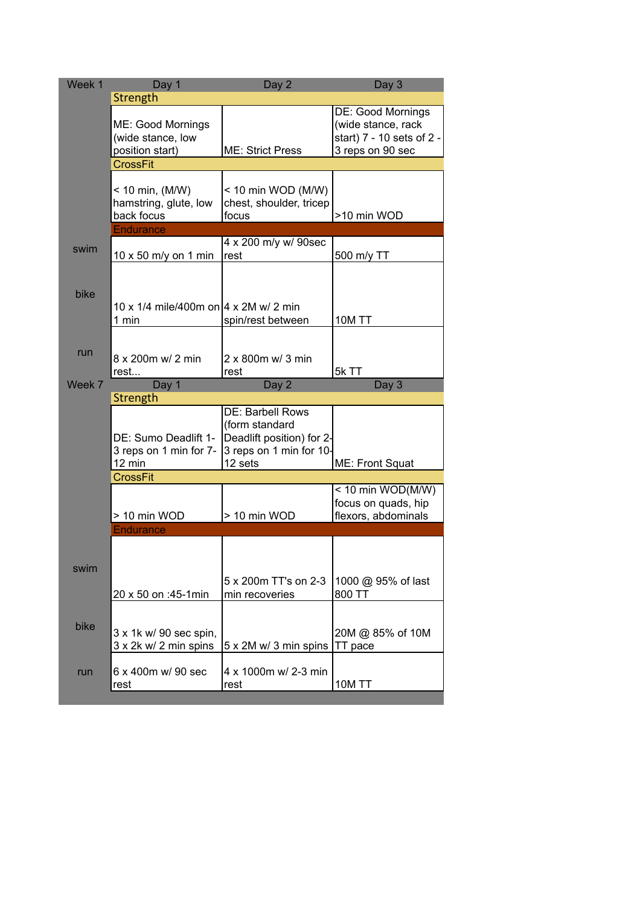| Week 1 | Day 1 | Day 2 | Day 3 |
|---|---|---|---|
| | **Strength** | | |
| | ME: Good Mornings (wide stance, low position start) | ME: Strict Press | DE: Good Mornings (wide stance, rack start) 7 - 10 sets of 2 - 3 reps on 90 sec |
| | **CrossFit** | | |
| | < 10 min, (M/W) hamstring, glute, low back focus | < 10 min WOD (M/W) chest, shoulder, tricep focus | >10 min WOD |
| | **Endurance** | | |
| swim | 10 x 50 m/y on 1 min | 4 x 200 m/y w/ 90sec rest | 500 m/y TT |
| bike | 10 x 1/4 mile/400m on 1 min | 4 x 2M w/ 2 min spin/rest between | 10M TT |
| run | 8 x 200m w/ 2 min rest... | 2 x 800m w/ 3 min rest | 5k TT |

| Week 7 | Day 1 | Day 2 | Day 3 |
|---|---|---|---|
| | **Strength** | | |
| | DE: Sumo Deadlift 1-3 reps on 1 min for 7-12 min | DE: Barbell Rows (form standard Deadlift position) for 2-3 reps on 1 min for 10-12 sets | ME: Front Squat |
| | **CrossFit** | | |
| | > 10 min WOD | > 10 min WOD | < 10 min WOD(M/W) focus on quads, hip flexors, abdominals |
| | **Endurance** | | |
| swim | 20 x 50 on :45-1min | 5 x 200m TT's on 2-3 min recoveries | 1000 @ 95% of last 800 TT |
| bike | 3 x 1k w/ 90 sec spin, 3 x 2k w/ 2 min spins | 5 x 2M w/ 3 min spins | 20M @ 85% of 10M TT pace |
| run | 6 x 400m w/ 90 sec rest | 4 x 1000m w/ 2-3 min rest | 10M TT |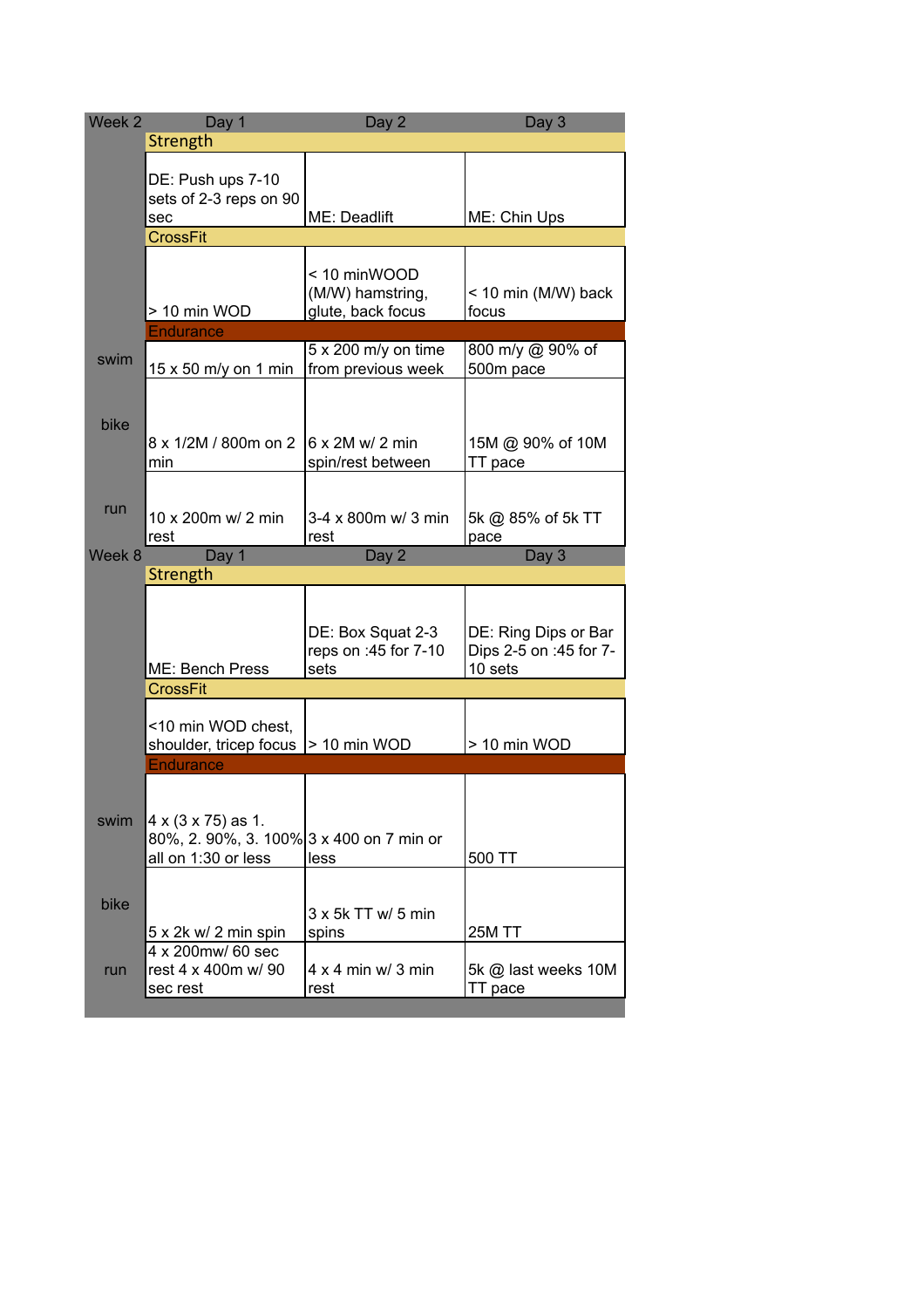| Week 2 | Day 1 | Day 2 | Day 3 |
|---|---|---|---|
| | **Strength** | | |
| | DE: Push ups 7-10 sets of 2-3 reps on 90 sec | ME: Deadlift | ME: Chin Ups |
| | **CrossFit** | | |
| | > 10 min WOD | < 10 minWOOD (M/W) hamstring, glute, back focus | < 10 min (M/W) back focus |
| | **Endurance** | | |
| swim | 15 x 50 m/y on 1 min | 5 x 200 m/y on time from previous week | 800 m/y @ 90% of 500m pace |
| bike | 8 x 1/2M / 800m on 2 min | 6 x 2M w/ 2 min spin/rest between | 15M @ 90% of 10M TT pace |
| run | 10 x 200m w/ 2 min rest | 3-4 x 800m w/ 3 min rest | 5k @ 85% of 5k TT pace |

| Week 8 | Day 1 | Day 2 | Day 3 |
|---|---|---|---|
| | **Strength** | | |
| | ME: Bench Press | DE: Box Squat 2-3 reps on :45 for 7-10 sets | DE: Ring Dips or Bar Dips 2-5 on :45 for 7-10 sets |
| | **CrossFit** | | |
| | <10 min WOD chest, shoulder, tricep focus | > 10 min WOD | > 10 min WOD |
| | **Endurance** | | |
| swim | 4 x (3 x 75) as 1. 80%, 2. 90%, 3. 100% all on 1:30 or less | 3 x 400 on 7 min or less | 500 TT |
| bike | 5 x 2k w/ 2 min spin | 3 x 5k TT w/ 5 min spins | 25M TT |
| run | 4 x 200mw/ 60 sec rest 4 x 400m w/ 90 sec rest | 4 x 4 min w/ 3 min rest | 5k @ last weeks 10M TT pace |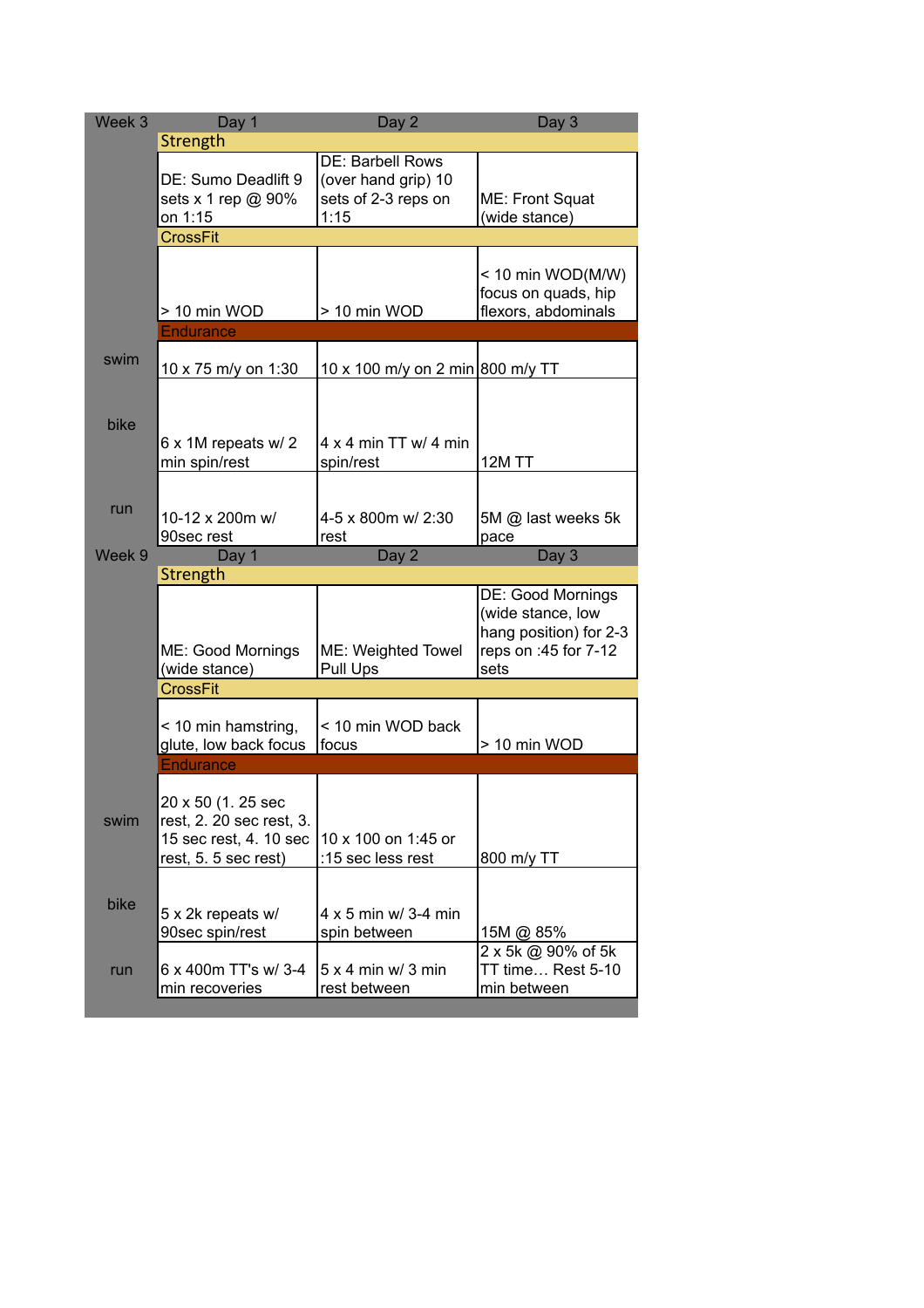| Week 3 | Day 1 | Day 2 | Day 3 |
|---|---|---|---|
| | Strength | | |
| | DE: Sumo Deadlift 9 sets x 1 rep @ 90% on 1:15 | DE: Barbell Rows (over hand grip) 10 sets of 2-3 reps on 1:15 | ME: Front Squat (wide stance) |
| | CrossFit | | |
| | > 10 min WOD | > 10 min WOD | < 10 min WOD(M/W) focus on quads, hip flexors, abdominals |
| | Endurance | | |
| swim | 10 x 75 m/y on 1:30 | 10 x 100 m/y on 2 min | 800 m/y TT |
| bike | 6 x 1M repeats w/ 2 min spin/rest | 4 x 4 min TT w/ 4 min spin/rest | 12M TT |
| run | 10-12 x 200m w/ 90sec rest | 4-5 x 800m w/ 2:30 rest | 5M @ last weeks 5k pace |

| Week 9 | Day 1 | Day 2 | Day 3 |
|---|---|---|---|
| | Strength | | |
| | ME: Good Mornings (wide stance) | ME: Weighted Towel Pull Ups | DE: Good Mornings (wide stance, low hang position) for 2-3 reps on :45 for 7-12 sets |
| | CrossFit | | |
| | < 10 min hamstring, glute, low back focus | < 10 min WOD back focus | > 10 min WOD |
| | Endurance | | |
| swim | 20 x 50 (1. 25 sec rest, 2. 20 sec rest, 3. 15 sec rest, 4. 10 sec rest, 5. 5 sec rest) | 10 x 100 on 1:45 or :15 sec less rest | 800 m/y TT |
| bike | 5 x 2k repeats w/ 90sec spin/rest | 4 x 5 min w/ 3-4 min spin between | 15M @ 85% |
| run | 6 x 400m TT's w/ 3-4 min recoveries | 5 x 4 min w/ 3 min rest between | 2 x 5k @ 90% of 5k TT time… Rest 5-10 min between |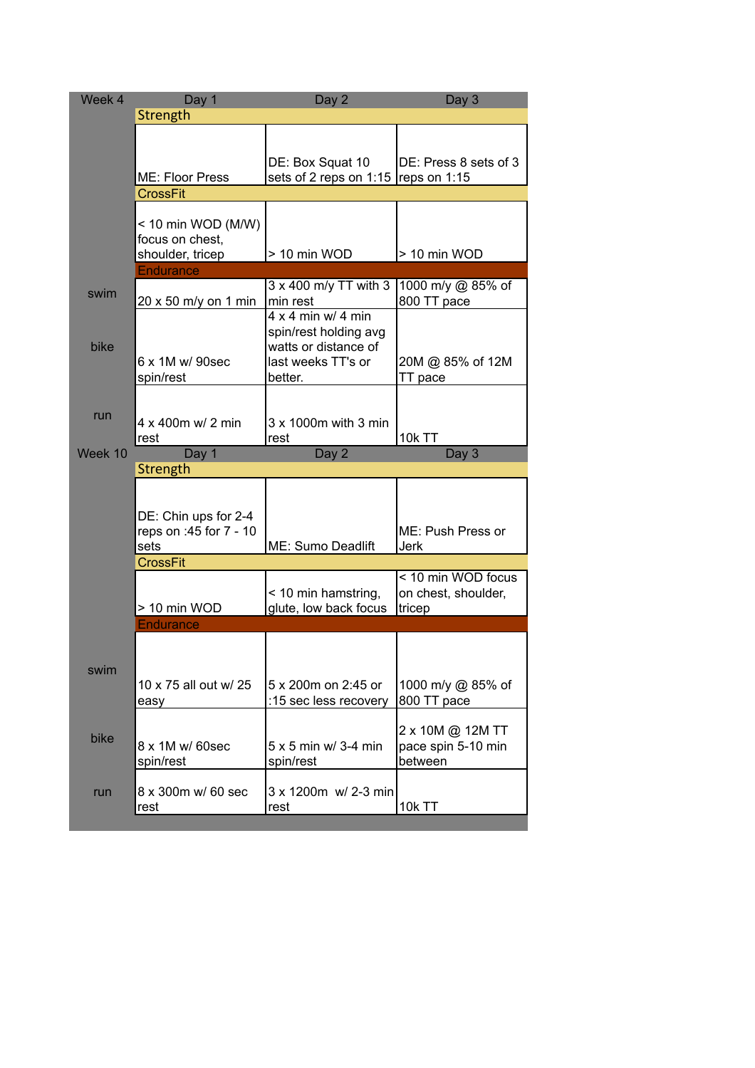| Week 4 | Day 1 | Day 2 | Day 3 |
|---|---|---|---|
| | Strength | | |
| | ME: Floor Press | DE: Box Squat 10 sets of 2 reps on 1:15 | DE: Press 8 sets of 3 reps on 1:15 |
| | CrossFit | | |
| | < 10 min WOD (M/W) focus on chest, shoulder, tricep | > 10 min WOD | > 10 min WOD |
| | Endurance | | |
| swim | 20 x 50 m/y on 1 min | 3 x 400 m/y TT with 3 min rest | 1000 m/y @ 85% of 800 TT pace |
| bike | 6 x 1M w/ 90sec spin/rest | 4 x 4 min w/ 4 min spin/rest holding avg watts or distance of last weeks TT's or better. | 20M @ 85% of 12M TT pace |
| run | 4 x 400m w/ 2 min rest | 3 x 1000m with 3 min rest | 10k TT |

| Week 10 | Day 1 | Day 2 | Day 3 |
|---|---|---|---|
| | Strength | | |
| | DE: Chin ups for 2-4 reps on :45 for 7 - 10 sets | ME: Sumo Deadlift | ME: Push Press or Jerk |
| | CrossFit | | |
| | > 10 min WOD | < 10 min hamstring, glute, low back focus | < 10 min WOD focus on chest, shoulder, tricep |
| | Endurance | | |
| swim | 10 x 75 all out w/ 25 easy | 5 x 200m on 2:45 or :15 sec less recovery | 1000 m/y @ 85% of 800 TT pace |
| bike | 8 x 1M w/ 60sec spin/rest | 5 x 5 min w/ 3-4 min spin/rest | 2 x 10M @ 12M TT pace spin 5-10 min between |
| run | 8 x 300m w/ 60 sec rest | 3 x 1200m w/ 2-3 min rest | 10k TT |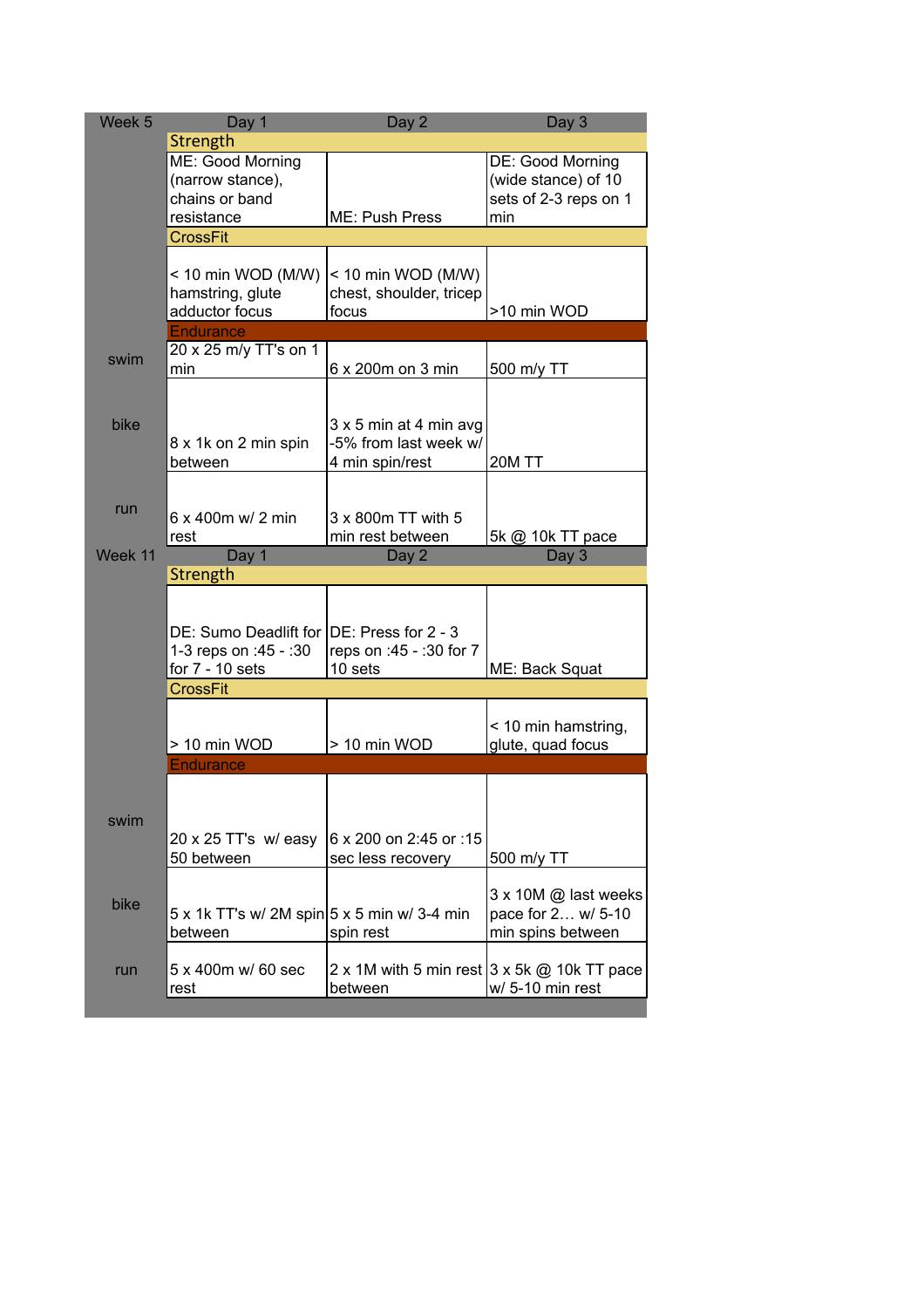| Week 5 | Day 1 | Day 2 | Day 3 |
|---|---|---|---|
| | **Strength** | | |
| | ME: Good Morning (narrow stance), chains or band resistance | ME: Push Press | DE: Good Morning (wide stance) of 10 sets of 2-3 reps on 1 min |
| | **CrossFit** | | |
| | < 10 min WOD (M/W) hamstring, glute adductor focus | < 10 min WOD (M/W) chest, shoulder, tricep focus | >10 min WOD |
| | **Endurance** | | |
| swim | 20 x 25 m/y TT's on 1 min | 6 x 200m on 3 min | 500 m/y TT |
| bike | 8 x 1k on 2 min spin between | 3 x 5 min at 4 min avg -5% from last week w/ 4 min spin/rest | 20M TT |
| run | 6 x 400m w/ 2 min rest | 3 x 800m TT with 5 min rest between | 5k @ 10k TT pace |

| Week 11 | Day 1 | Day 2 | Day 3 |
|---|---|---|---|
| | **Strength** | | |
| | DE: Sumo Deadlift for 1-3 reps on :45 - :30 for 7 - 10 sets | DE: Press for 2 - 3 reps on :45 - :30 for 7 10 sets | ME: Back Squat |
| | **CrossFit** | | |
| | > 10 min WOD | > 10 min WOD | < 10 min hamstring, glute, quad focus |
| | **Endurance** | | |
| swim | 20 x 25 TT's w/ easy 50 between | 6 x 200 on 2:45 or :15 sec less recovery | 500 m/y TT |
| bike | 5 x 1k TT's w/ 2M spin between | 5 x 5 min w/ 3-4 min spin rest | 3 x 10M @ last weeks pace for 2… w/ 5-10 min spins between |
| run | 5 x 400m w/ 60 sec rest | 2 x 1M with 5 min rest between | 3 x 5k @ 10k TT pace w/ 5-10 min rest |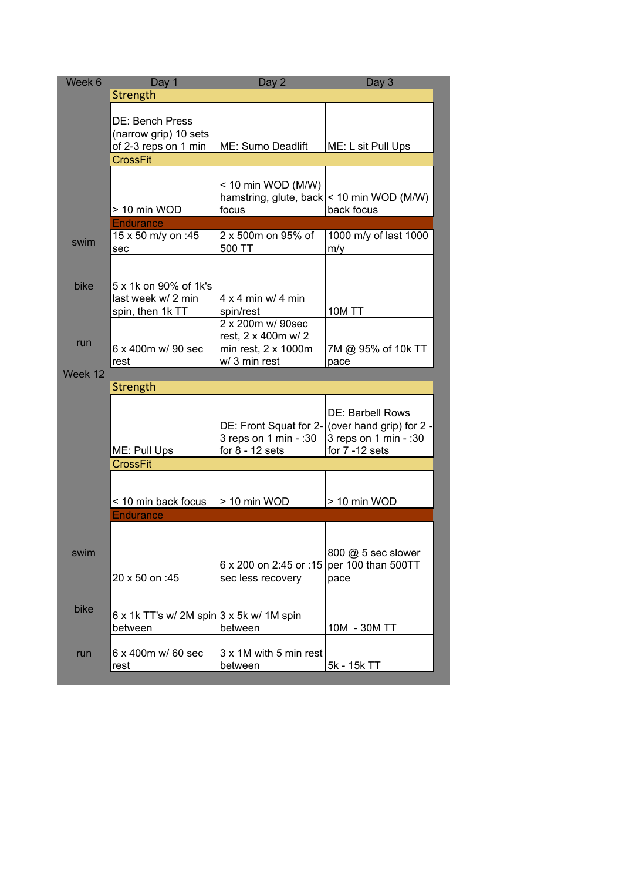| Week 6 | Day 1 | Day 2 | Day 3 |
|---|---|---|---|
| | **Strength** | | |
| | DE: Bench Press (narrow grip) 10 sets of 2-3 reps on 1 min | ME: Sumo Deadlift | ME: L sit Pull Ups |
| | **CrossFit** | | |
| | > 10 min WOD | < 10 min WOD (M/W) hamstring, glute, back focus | < 10 min WOD (M/W) back focus |
| | **Endurance** | | |
| swim | 15 x 50 m/y on :45 sec | 2 x 500m on 95% of 500 TT | 1000 m/y of last 1000 m/y |
| bike | 5 x 1k on 90% of 1k's last week w/ 2 min spin, then 1k TT | 4 x 4 min w/ 4 min spin/rest | 10M TT |
| run | 6 x 400m w/ 90 sec rest | 2 x 200m w/ 90sec rest, 2 x 400m w/ 2 min rest, 2 x 1000m w/ 3 min rest | 7M @ 95% of 10k TT pace |
| **Week 12** | | | |
| | **Strength** | | |
| | ME: Pull Ups | DE: Front Squat for 2-3 reps on 1 min - :30 for 8 - 12 sets | DE: Barbell Rows (over hand grip) for 2 - 3 reps on 1 min - :30 for 7 -12 sets |
| | **CrossFit** | | |
| | < 10 min back focus | > 10 min WOD | > 10 min WOD |
| | **Endurance** | | |
| swim | 20 x 50 on :45 | 6 x 200 on 2:45 or :15 sec less recovery | 800 @ 5 sec slower per 100 than 500TT pace |
| bike | 6 x 1k TT's w/ 2M spin between | 3 x 5k w/ 1M spin between | 10M - 30M TT |
| run | 6 x 400m w/ 60 sec rest | 3 x 1M with 5 min rest between | 5k - 15k TT |